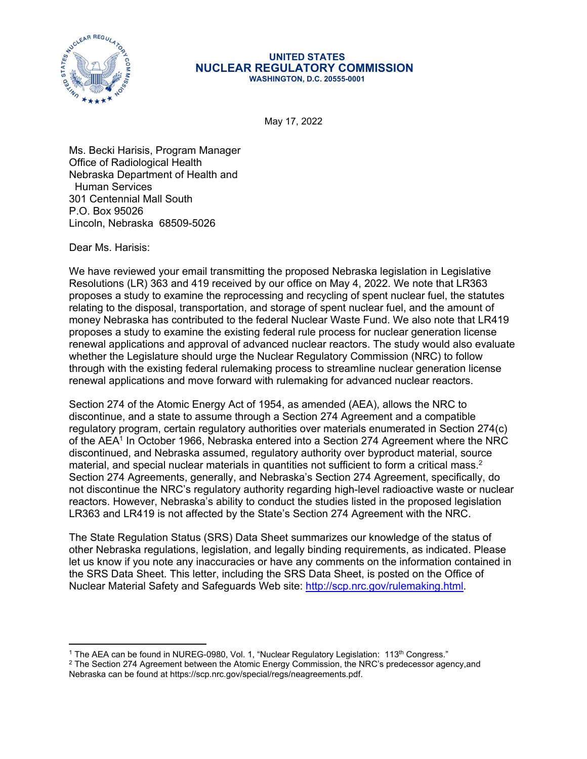**UNITED STATES**
**NUCLEAR REGULATORY COMMISSION**
**WASHINGTON, D.C. 20555-0001**

May 17, 2022

Ms. Becki Harisis, Program Manager
Office of Radiological Health
Nebraska Department of Health and
Human Services
301 Centennial Mall South
P.O. Box 95026
Lincoln, Nebraska 68509-5026

Dear Ms. Harisis:

We have reviewed your email transmitting the proposed Nebraska legislation in Legislative Resolutions (LR) 363 and 419 received by our office on May 4, 2022. We note that LR363 proposes a study to examine the reprocessing and recycling of spent nuclear fuel, the statutes relating to the disposal, transportation, and storage of spent nuclear fuel, and the amount of money Nebraska has contributed to the federal Nuclear Waste Fund. We also note that LR419 proposes a study to examine the existing federal rule process for nuclear generation license renewal applications and approval of advanced nuclear reactors. The study would also evaluate whether the Legislature should urge the Nuclear Regulatory Commission (NRC) to follow through with the existing federal rulemaking process to streamline nuclear generation license renewal applications and move forward with rulemaking for advanced nuclear reactors.

Section 274 of the Atomic Energy Act of 1954, as amended (AEA), allows the NRC to discontinue, and a state to assume through a Section 274 Agreement and a compatible regulatory program, certain regulatory authorities over materials enumerated in Section 274(c) of the AEA[1] In October 1966, Nebraska entered into a Section 274 Agreement where the NRC discontinued, and Nebraska assumed, regulatory authority over byproduct material, source material, and special nuclear materials in quantities not sufficient to form a critical mass.[2] Section 274 Agreements, generally, and Nebraska's Section 274 Agreement, specifically, do not discontinue the NRC's regulatory authority regarding high-level radioactive waste or nuclear reactors. However, Nebraska's ability to conduct the studies listed in the proposed legislation LR363 and LR419 is not affected by the State's Section 274 Agreement with the NRC.

The State Regulation Status (SRS) Data Sheet summarizes our knowledge of the status of other Nebraska regulations, legislation, and legally binding requirements, as indicated. Please let us know if you note any inaccuracies or have any comments on the information contained in the SRS Data Sheet. This letter, including the SRS Data Sheet, is posted on the Office of Nuclear Material Safety and Safeguards Web site: http://scp.nrc.gov/rulemaking.html.

---

[1] The AEA can be found in NUREG-0980, Vol. 1, "Nuclear Regulatory Legislation: 113th Congress."

[2] The Section 274 Agreement between the Atomic Energy Commission, the NRC's predecessor agency,and Nebraska can be found at https://scp.nrc.gov/special/regs/neagreements.pdf.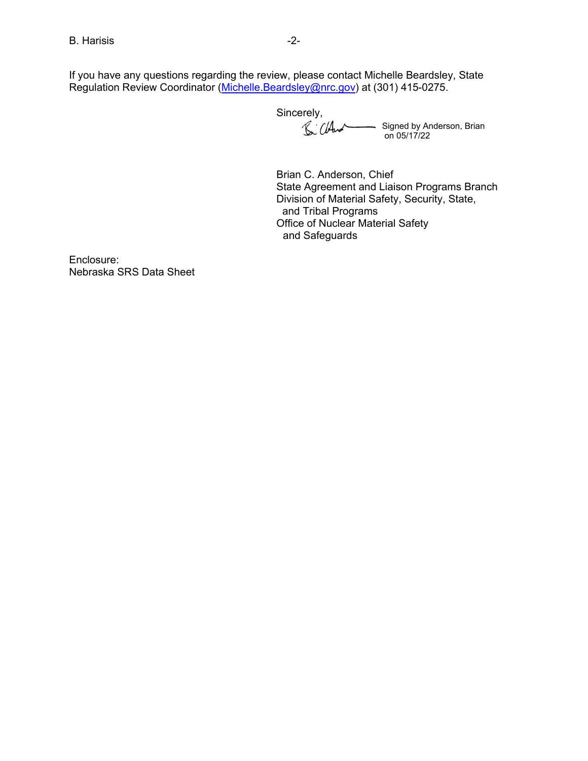If you have any questions regarding the review, please contact Michelle Beardsley, State Regulation Review Coordinator (Michelle.Beardsley@nrc.gov) at (301) 415-0275.

Sincerely,

Signed by Anderson, Brian on 05/17/22

Brian C. Anderson, Chief
State Agreement and Liaison Programs Branch
Division of Material Safety, Security, State, and Tribal Programs
Office of Nuclear Material Safety and Safeguards

Enclosure:
Nebraska SRS Data Sheet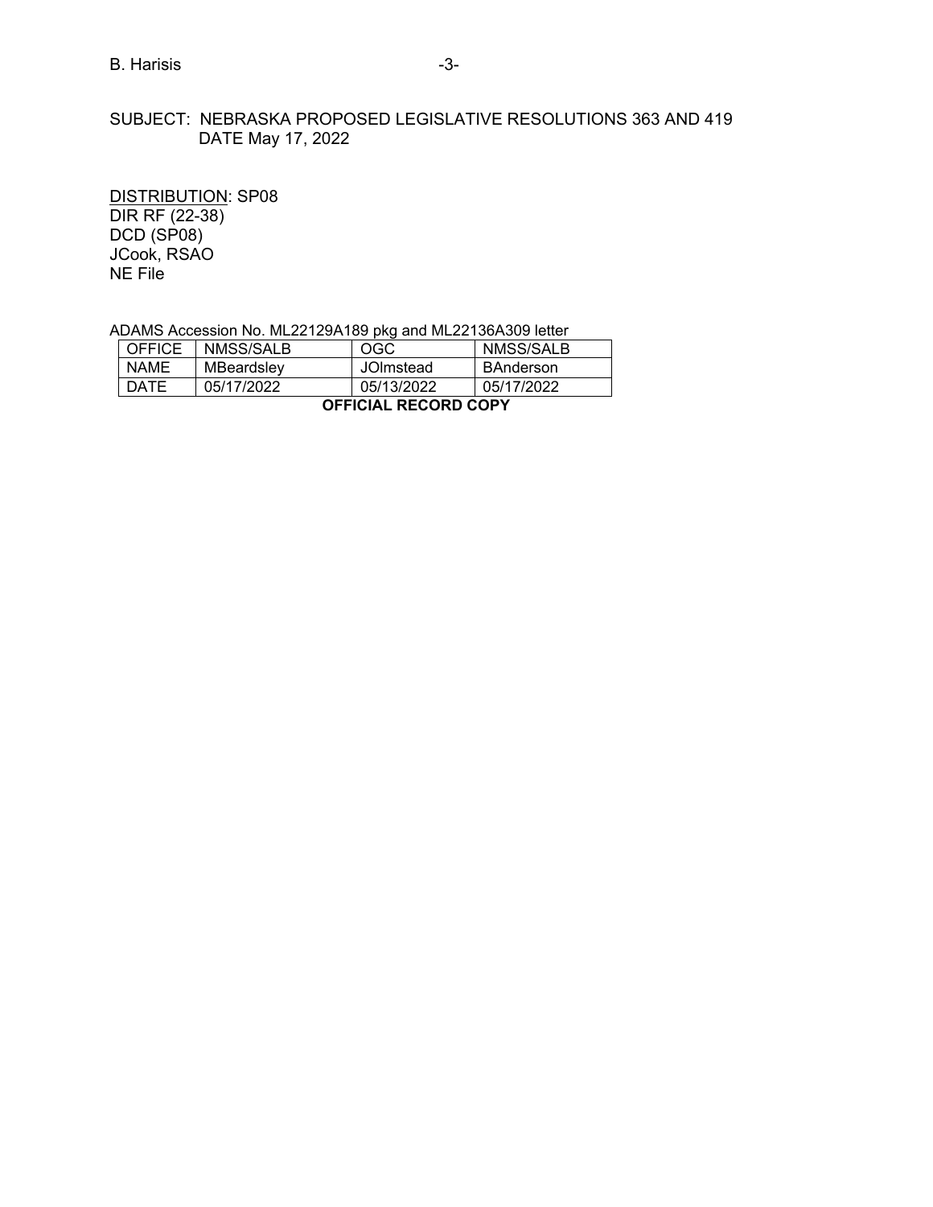SUBJECT: NEBRASKA PROPOSED LEGISLATIVE RESOLUTIONS 363 AND 419
DATE May 17, 2022

DISTRIBUTION: SP08
DIR RF (22-38)
DCD (SP08)
JCook, RSAO
NE File

ADAMS Accession No. ML22129A189 pkg and ML22136A309 letter

| OFFICE | NMSS/SALB | OGC | NMSS/SALB |
|---|---|---|---|
| NAME | MBeardsley | JOlmstead | BAnderson |
| DATE | 05/17/2022 | 05/13/2022 | 05/17/2022 |

**OFFICIAL RECORD COPY**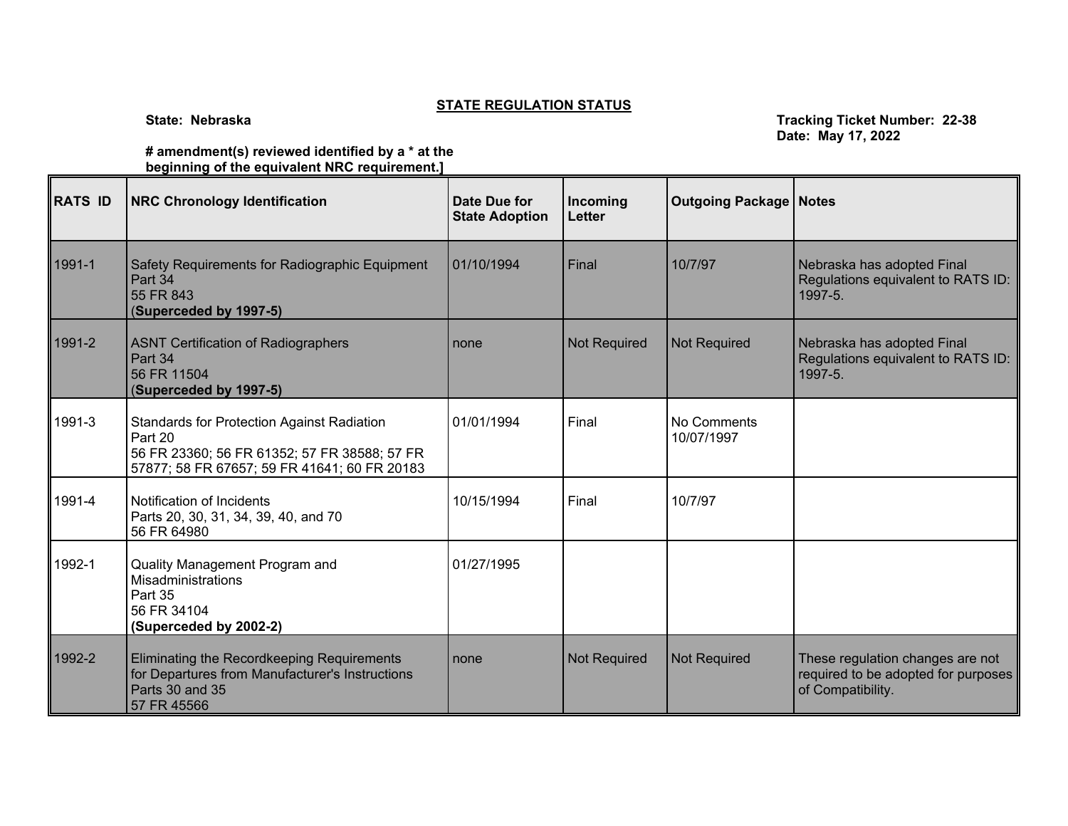**STATE REGULATION STATUS**

**State: Nebraska**

**Tracking Ticket Number: 22-38**
**Date: May 17, 2022**

**# amendment(s) reviewed identified by a * at the beginning of the equivalent NRC requirement.]**

| RATS ID | NRC Chronology Identification | Date Due for State Adoption | Incoming Letter | Outgoing Package | Notes |
|---|---|---|---|---|---|
| 1991-1 | Safety Requirements for Radiographic Equipment<br>Part 34<br>55 FR 843<br>(**Superceded by 1997-5)** | 01/10/1994 | Final | 10/7/97 | Nebraska has adopted Final Regulations equivalent to RATS ID: 1997-5. |
| 1991-2 | ASNT Certification of Radiographers<br>Part 34<br>56 FR 11504<br>(**Superceded by 1997-5)** | none | Not Required | Not Required | Nebraska has adopted Final Regulations equivalent to RATS ID: 1997-5. |
| 1991-3 | Standards for Protection Against Radiation<br>Part 20<br>56 FR 23360; 56 FR 61352; 57 FR 38588; 57 FR 57877; 58 FR 67657; 59 FR 41641; 60 FR 20183 | 01/01/1994 | Final | No Comments<br>10/07/1997 | |
| 1991-4 | Notification of Incidents<br>Parts 20, 30, 31, 34, 39, 40, and 70<br>56 FR 64980 | 10/15/1994 | Final | 10/7/97 | |
| 1992-1 | Quality Management Program and Misadministrations<br>Part 35<br>56 FR 34104<br>**(Superceded by 2002-2)** | 01/27/1995 | | | |
| 1992-2 | Eliminating the Recordkeeping Requirements for Departures from Manufacturer's Instructions<br>Parts 30 and 35<br>57 FR 45566 | none | Not Required | Not Required | These regulation changes are not required to be adopted for purposes of Compatibility. |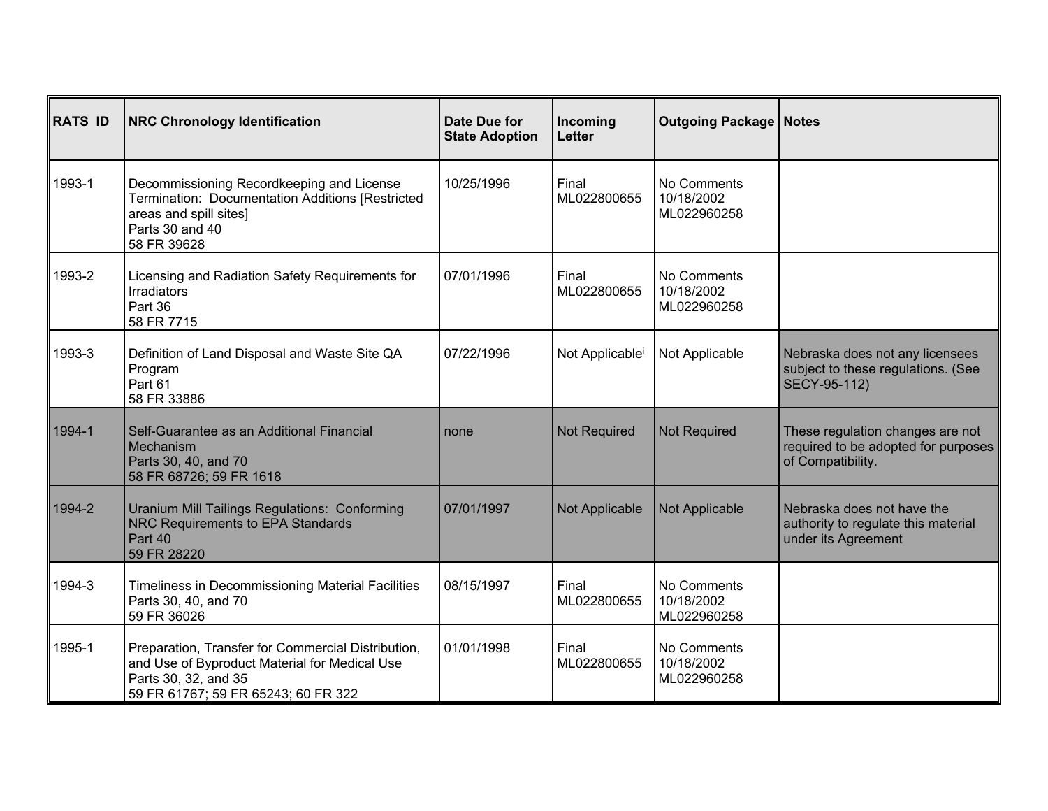| RATS ID | NRC Chronology Identification | Date Due for State Adoption | Incoming Letter | Outgoing Package | Notes |
|---|---|---|---|---|---|
| 1993-1 | Decommissioning Recordkeeping and License Termination: Documentation Additions [Restricted areas and spill sites]<br>Parts 30 and 40<br>58 FR 39628 | 10/25/1996 | Final<br>ML022800655 | No Comments<br>10/18/2002<br>ML022960258 | |
| 1993-2 | Licensing and Radiation Safety Requirements for Irradiators<br>Part 36<br>58 FR 7715 | 07/01/1996 | Final<br>ML022800655 | No Comments<br>10/18/2002<br>ML022960258 | |
| 1993-3 | Definition of Land Disposal and Waste Site QA Program<br>Part 61<br>58 FR 33886 | 07/22/1996 | Not Applicable[i] | Not Applicable | Nebraska does not any licensees subject to these regulations. (See SECY-95-112) |
| 1994-1 | Self-Guarantee as an Additional Financial Mechanism<br>Parts 30, 40, and 70<br>58 FR 68726; 59 FR 1618 | none | Not Required | Not Required | These regulation changes are not required to be adopted for purposes of Compatibility. |
| 1994-2 | Uranium Mill Tailings Regulations: Conforming NRC Requirements to EPA Standards<br>Part 40<br>59 FR 28220 | 07/01/1997 | Not Applicable | Not Applicable | Nebraska does not have the authority to regulate this material under its Agreement |
| 1994-3 | Timeliness in Decommissioning Material Facilities<br>Parts 30, 40, and 70<br>59 FR 36026 | 08/15/1997 | Final<br>ML022800655 | No Comments<br>10/18/2002<br>ML022960258 | |
| 1995-1 | Preparation, Transfer for Commercial Distribution, and Use of Byproduct Material for Medical Use<br>Parts 30, 32, and 35<br>59 FR 61767; 59 FR 65243; 60 FR 322 | 01/01/1998 | Final<br>ML022800655 | No Comments<br>10/18/2002<br>ML022960258 | |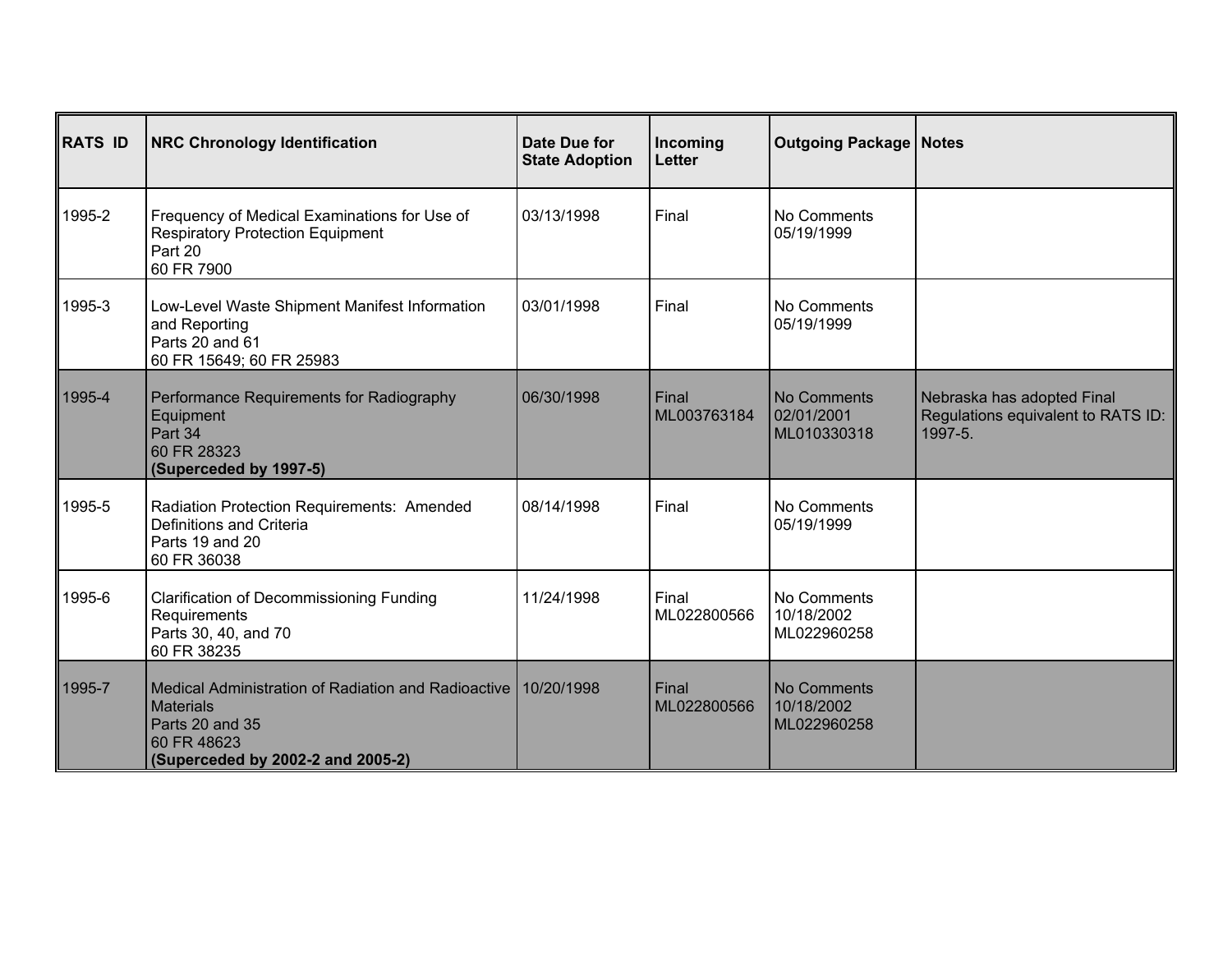| RATS ID | NRC Chronology Identification | Date Due for State Adoption | Incoming Letter | Outgoing Package | Notes |
|---|---|---|---|---|---|
| 1995-2 | Frequency of Medical Examinations for Use of Respiratory Protection Equipment<br>Part 20<br>60 FR 7900 | 03/13/1998 | Final | No Comments<br>05/19/1999 | |
| 1995-3 | Low-Level Waste Shipment Manifest Information and Reporting<br>Parts 20 and 61<br>60 FR 15649; 60 FR 25983 | 03/01/1998 | Final | No Comments<br>05/19/1999 | |
| 1995-4 | Performance Requirements for Radiography Equipment<br>Part 34<br>60 FR 28323<br>**(Superceded by 1997-5)** | 06/30/1998 | Final<br>ML003763184 | No Comments<br>02/01/2001<br>ML010330318 | Nebraska has adopted Final Regulations equivalent to RATS ID: 1997-5. |
| 1995-5 | Radiation Protection Requirements: Amended Definitions and Criteria<br>Parts 19 and 20<br>60 FR 36038 | 08/14/1998 | Final | No Comments<br>05/19/1999 | |
| 1995-6 | Clarification of Decommissioning Funding Requirements<br>Parts 30, 40, and 70<br>60 FR 38235 | 11/24/1998 | Final<br>ML022800566 | No Comments<br>10/18/2002<br>ML022960258 | |
| 1995-7 | Medical Administration of Radiation and Radioactive Materials<br>Parts 20 and 35<br>60 FR 48623<br>**(Superceded by 2002-2 and 2005-2)** | 10/20/1998 | Final<br>ML022800566 | No Comments<br>10/18/2002<br>ML022960258 | |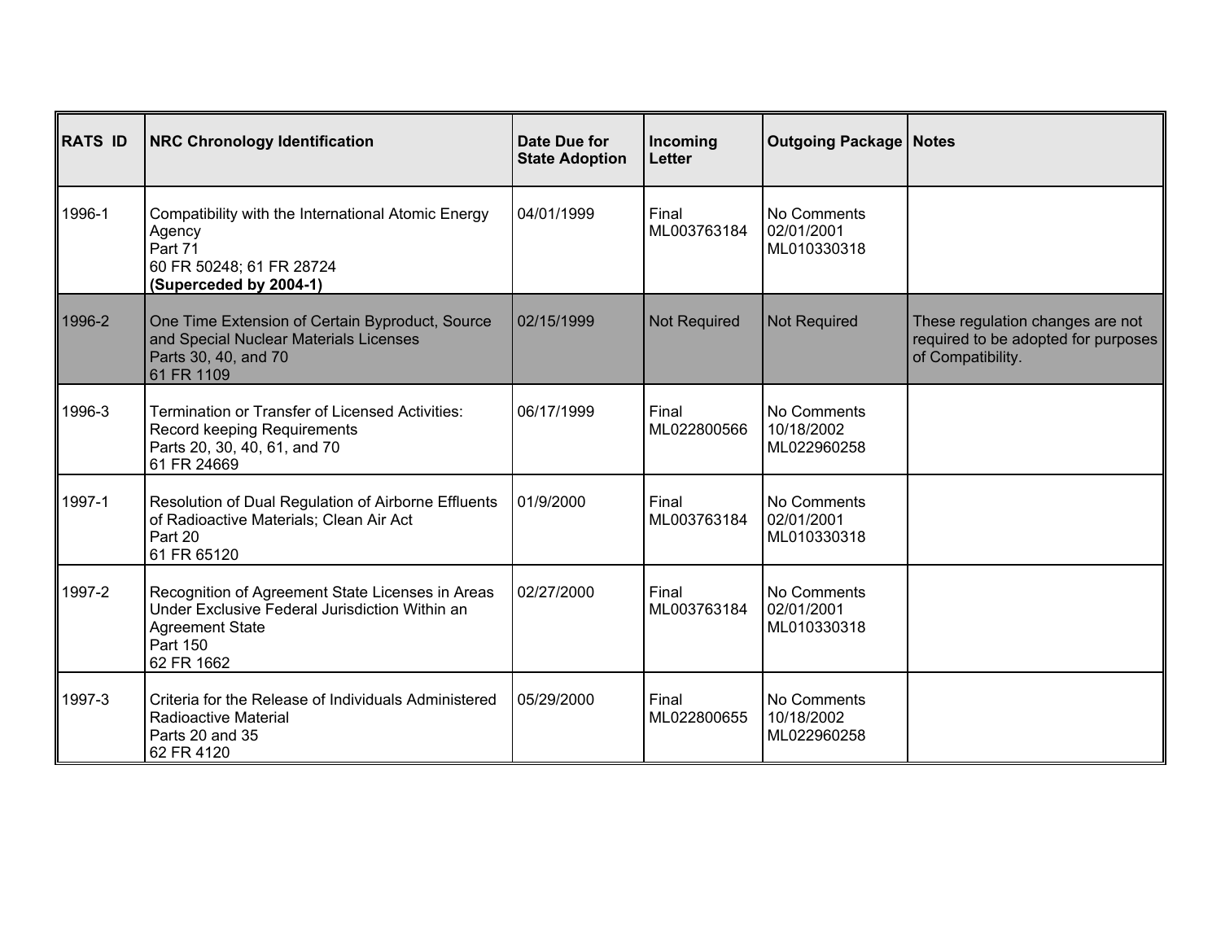| RATS ID | NRC Chronology Identification | Date Due for State Adoption | Incoming Letter | Outgoing Package | Notes |
|---|---|---|---|---|---|
| 1996-1 | Compatibility with the International Atomic Energy Agency<br>Part 71<br>60 FR 50248; 61 FR 28724<br>**(Superceded by 2004-1)** | 04/01/1999 | Final<br>ML003763184 | No Comments<br>02/01/2001<br>ML010330318 | |
| 1996-2 | One Time Extension of Certain Byproduct, Source and Special Nuclear Materials Licenses<br>Parts 30, 40, and 70<br>61 FR 1109 | 02/15/1999 | Not Required | Not Required | These regulation changes are not required to be adopted for purposes of Compatibility. |
| 1996-3 | Termination or Transfer of Licensed Activities: Record keeping Requirements<br>Parts 20, 30, 40, 61, and 70<br>61 FR 24669 | 06/17/1999 | Final<br>ML022800566 | No Comments<br>10/18/2002<br>ML022960258 | |
| 1997-1 | Resolution of Dual Regulation of Airborne Effluents of Radioactive Materials; Clean Air Act<br>Part 20<br>61 FR 65120 | 01/9/2000 | Final<br>ML003763184 | No Comments<br>02/01/2001<br>ML010330318 | |
| 1997-2 | Recognition of Agreement State Licenses in Areas Under Exclusive Federal Jurisdiction Within an Agreement State<br>Part 150<br>62 FR 1662 | 02/27/2000 | Final<br>ML003763184 | No Comments<br>02/01/2001<br>ML010330318 | |
| 1997-3 | Criteria for the Release of Individuals Administered Radioactive Material<br>Parts 20 and 35<br>62 FR 4120 | 05/29/2000 | Final<br>ML022800655 | No Comments<br>10/18/2002<br>ML022960258 | |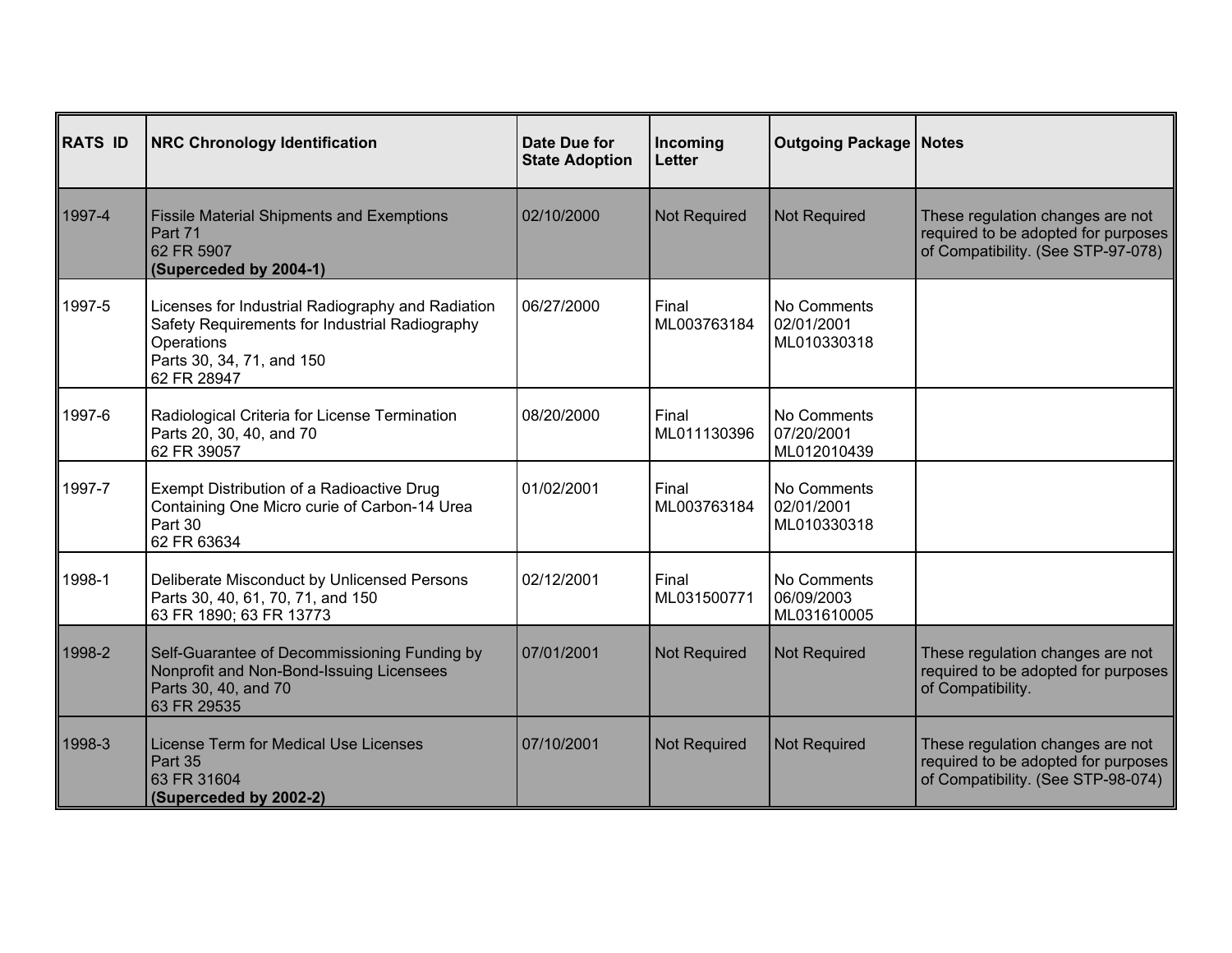| RATS ID | NRC Chronology Identification | Date Due for State Adoption | Incoming Letter | Outgoing Package | Notes |
|---|---|---|---|---|---|
| 1997-4 | Fissile Material Shipments and Exemptions<br>Part 71<br>62 FR 5907<br>**(Superceded by 2004-1)** | 02/10/2000 | Not Required | Not Required | These regulation changes are not required to be adopted for purposes of Compatibility. (See STP-97-078) |
| 1997-5 | Licenses for Industrial Radiography and Radiation Safety Requirements for Industrial Radiography Operations<br>Parts 30, 34, 71, and 150<br>62 FR 28947 | 06/27/2000 | Final<br>ML003763184 | No Comments<br>02/01/2001<br>ML010330318 | |
| 1997-6 | Radiological Criteria for License Termination<br>Parts 20, 30, 40, and 70<br>62 FR 39057 | 08/20/2000 | Final<br>ML011130396 | No Comments<br>07/20/2001<br>ML012010439 | |
| 1997-7 | Exempt Distribution of a Radioactive Drug Containing One Micro curie of Carbon-14 Urea<br>Part 30<br>62 FR 63634 | 01/02/2001 | Final<br>ML003763184 | No Comments<br>02/01/2001<br>ML010330318 | |
| 1998-1 | Deliberate Misconduct by Unlicensed Persons<br>Parts 30, 40, 61, 70, 71, and 150<br>63 FR 1890; 63 FR 13773 | 02/12/2001 | Final<br>ML031500771 | No Comments<br>06/09/2003<br>ML031610005 | |
| 1998-2 | Self-Guarantee of Decommissioning Funding by Nonprofit and Non-Bond-Issuing Licensees<br>Parts 30, 40, and 70<br>63 FR 29535 | 07/01/2001 | Not Required | Not Required | These regulation changes are not required to be adopted for purposes of Compatibility. |
| 1998-3 | License Term for Medical Use Licenses<br>Part 35<br>63 FR 31604<br>**(Superceded by 2002-2)** | 07/10/2001 | Not Required | Not Required | These regulation changes are not required to be adopted for purposes of Compatibility. (See STP-98-074) |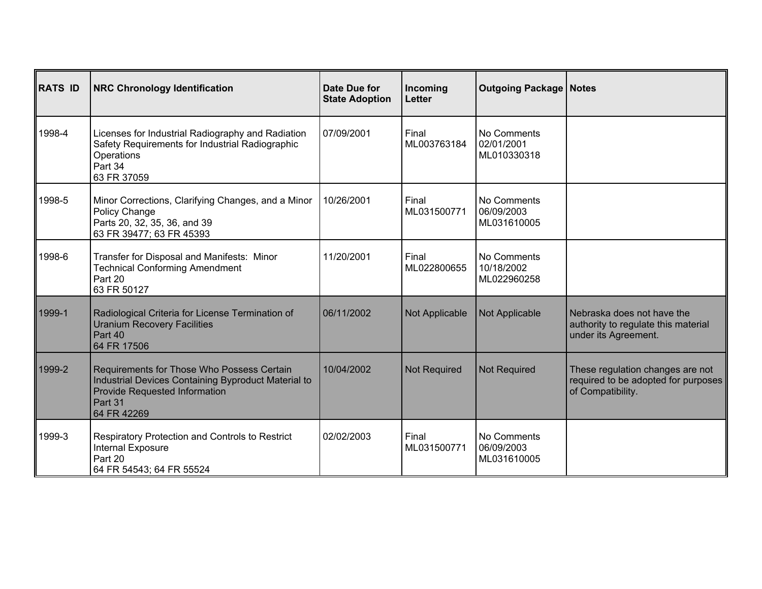| RATS ID | NRC Chronology Identification | Date Due for State Adoption | Incoming Letter | Outgoing Package | Notes |
|---|---|---|---|---|---|
| 1998-4 | Licenses for Industrial Radiography and Radiation Safety Requirements for Industrial Radiographic Operations<br>Part 34<br>63 FR 37059 | 07/09/2001 | Final<br>ML003763184 | No Comments<br>02/01/2001<br>ML010330318 | |
| 1998-5 | Minor Corrections, Clarifying Changes, and a Minor Policy Change<br>Parts 20, 32, 35, 36, and 39<br>63 FR 39477; 63 FR 45393 | 10/26/2001 | Final<br>ML031500771 | No Comments<br>06/09/2003<br>ML031610005 | |
| 1998-6 | Transfer for Disposal and Manifests: Minor Technical Conforming Amendment<br>Part 20<br>63 FR 50127 | 11/20/2001 | Final<br>ML022800655 | No Comments<br>10/18/2002<br>ML022960258 | |
| 1999-1 | Radiological Criteria for License Termination of Uranium Recovery Facilities<br>Part 40<br>64 FR 17506 | 06/11/2002 | Not Applicable | Not Applicable | Nebraska does not have the authority to regulate this material under its Agreement. |
| 1999-2 | Requirements for Those Who Possess Certain Industrial Devices Containing Byproduct Material to Provide Requested Information<br>Part 31<br>64 FR 42269 | 10/04/2002 | Not Required | Not Required | These regulation changes are not required to be adopted for purposes of Compatibility. |
| 1999-3 | Respiratory Protection and Controls to Restrict Internal Exposure<br>Part 20<br>64 FR 54543; 64 FR 55524 | 02/02/2003 | Final<br>ML031500771 | No Comments<br>06/09/2003<br>ML031610005 | |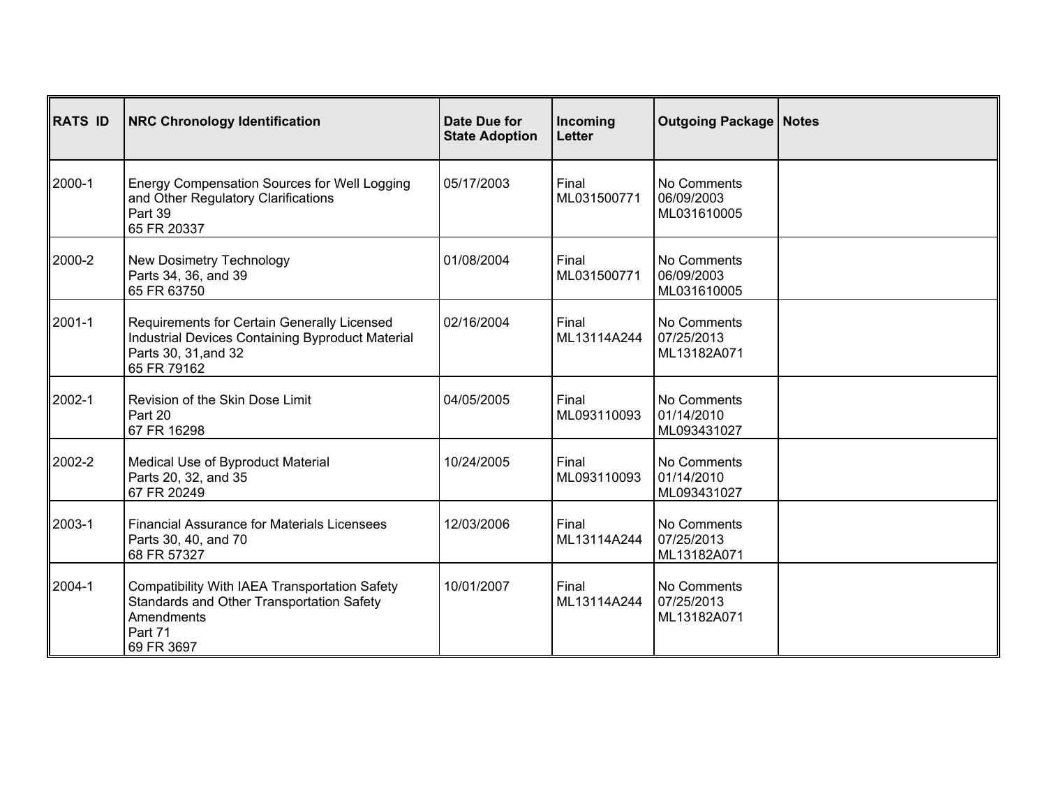| RATS ID | NRC Chronology Identification | Date Due for State Adoption | Incoming Letter | Outgoing Package | Notes |
|---|---|---|---|---|---|
| 2000-1 | Energy Compensation Sources for Well Logging and Other Regulatory Clarifications<br>Part 39<br>65 FR 20337 | 05/17/2003 | Final<br>ML031500771 | No Comments<br>06/09/2003<br>ML031610005 | |
| 2000-2 | New Dosimetry Technology<br>Parts 34, 36, and 39<br>65 FR 63750 | 01/08/2004 | Final<br>ML031500771 | No Comments<br>06/09/2003<br>ML031610005 | |
| 2001-1 | Requirements for Certain Generally Licensed Industrial Devices Containing Byproduct Material<br>Parts 30, 31,and 32<br>65 FR 79162 | 02/16/2004 | Final<br>ML13114A244 | No Comments<br>07/25/2013<br>ML13182A071 | |
| 2002-1 | Revision of the Skin Dose Limit<br>Part 20<br>67 FR 16298 | 04/05/2005 | Final<br>ML093110093 | No Comments<br>01/14/2010<br>ML093431027 | |
| 2002-2 | Medical Use of Byproduct Material<br>Parts 20, 32, and 35<br>67 FR 20249 | 10/24/2005 | Final<br>ML093110093 | No Comments<br>01/14/2010<br>ML093431027 | |
| 2003-1 | Financial Assurance for Materials Licensees<br>Parts 30, 40, and 70<br>68 FR 57327 | 12/03/2006 | Final<br>ML13114A244 | No Comments<br>07/25/2013<br>ML13182A071 | |
| 2004-1 | Compatibility With IAEA Transportation Safety Standards and Other Transportation Safety Amendments<br>Part 71<br>69 FR 3697 | 10/01/2007 | Final<br>ML13114A244 | No Comments<br>07/25/2013<br>ML13182A071 | |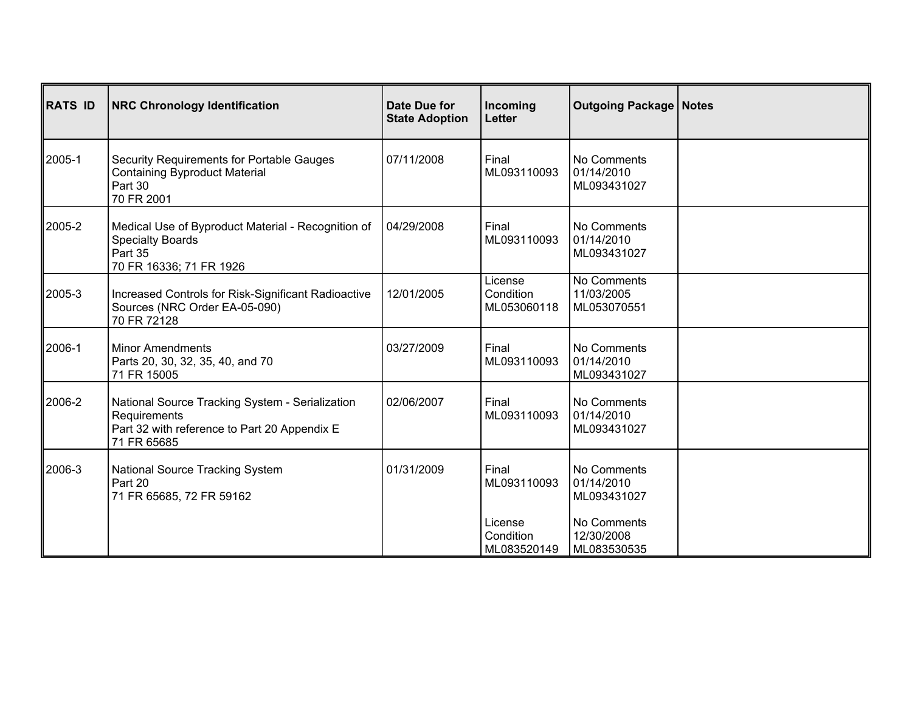| RATS ID | NRC Chronology Identification | Date Due for State Adoption | Incoming Letter | Outgoing Package | Notes |
|---|---|---|---|---|---|
| 2005-1 | Security Requirements for Portable Gauges Containing Byproduct Material<br>Part 30<br>70 FR 2001 | 07/11/2008 | Final<br>ML093110093 | No Comments<br>01/14/2010<br>ML093431027 | |
| 2005-2 | Medical Use of Byproduct Material - Recognition of Specialty Boards<br>Part 35<br>70 FR 16336; 71 FR 1926 | 04/29/2008 | Final<br>ML093110093 | No Comments<br>01/14/2010<br>ML093431027 | |
| 2005-3 | Increased Controls for Risk-Significant Radioactive Sources (NRC Order EA-05-090)<br>70 FR 72128 | 12/01/2005 | License Condition<br>ML053060118 | No Comments<br>11/03/2005<br>ML053070551 | |
| 2006-1 | Minor Amendments<br>Parts 20, 30, 32, 35, 40, and 70<br>71 FR 15005 | 03/27/2009 | Final<br>ML093110093 | No Comments<br>01/14/2010<br>ML093431027 | |
| 2006-2 | National Source Tracking System - Serialization Requirements<br>Part 32 with reference to Part 20 Appendix E<br>71 FR 65685 | 02/06/2007 | Final<br>ML093110093 | No Comments<br>01/14/2010<br>ML093431027 | |
| 2006-3 | National Source Tracking System<br>Part 20<br>71 FR 65685, 72 FR 59162 | 01/31/2009 | Final<br>ML093110093<br><br>License Condition<br>ML083520149 | No Comments<br>01/14/2010<br>ML093431027<br><br>No Comments<br>12/30/2008<br>ML083530535 | |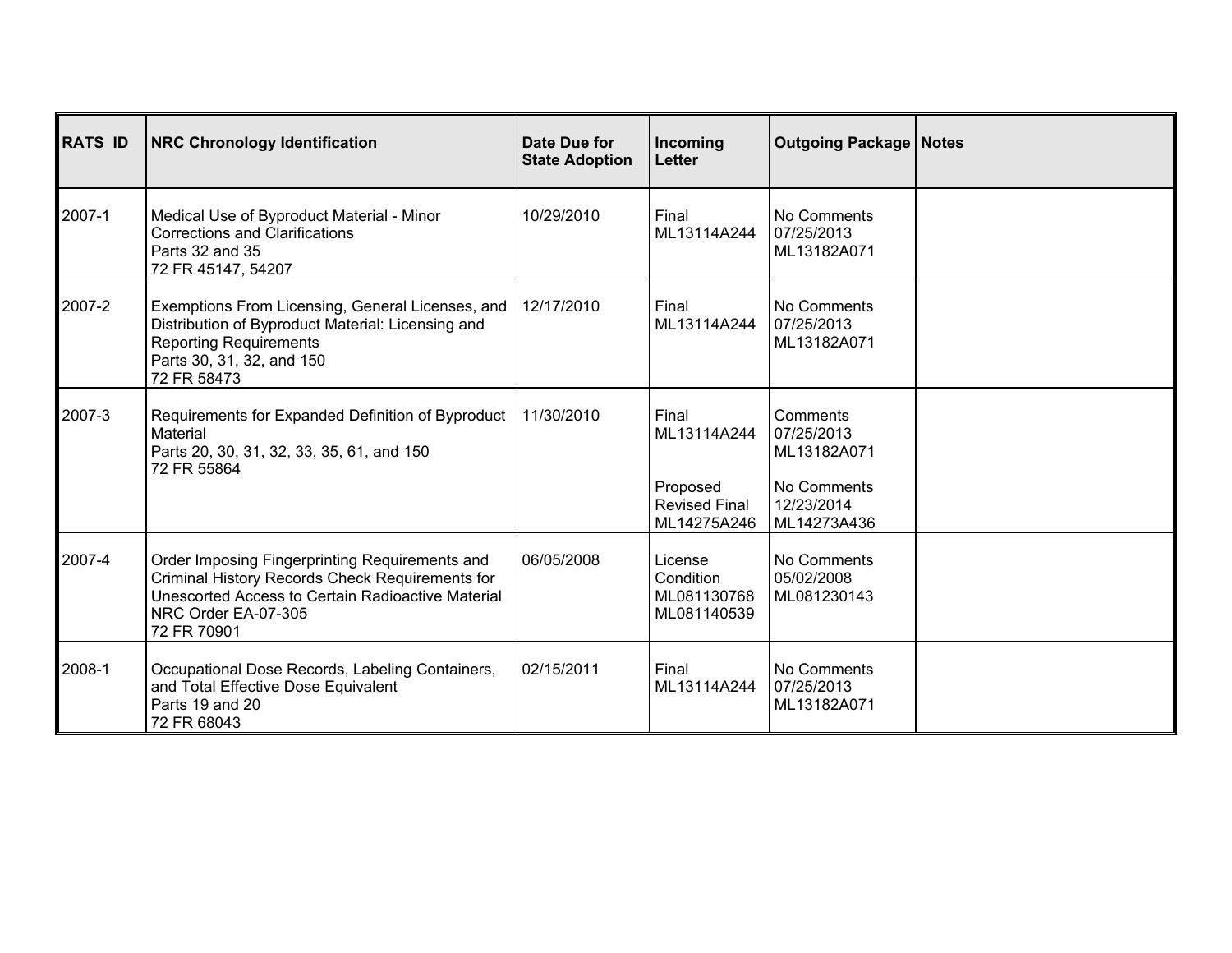| RATS ID | NRC Chronology Identification | Date Due for State Adoption | Incoming Letter | Outgoing Package | Notes |
|---|---|---|---|---|---|
| 2007-1 | Medical Use of Byproduct Material - Minor Corrections and Clarifications<br>Parts 32 and 35<br>72 FR 45147, 54207 | 10/29/2010 | Final<br>ML13114A244 | No Comments<br>07/25/2013<br>ML13182A071 | |
| 2007-2 | Exemptions From Licensing, General Licenses, and Distribution of Byproduct Material: Licensing and Reporting Requirements<br>Parts 30, 31, 32, and 150<br>72 FR 58473 | 12/17/2010 | Final<br>ML13114A244 | No Comments<br>07/25/2013<br>ML13182A071 | |
| 2007-3 | Requirements for Expanded Definition of Byproduct Material<br>Parts 20, 30, 31, 32, 33, 35, 61, and 150<br>72 FR 55864 | 11/30/2010 | Final<br>ML13114A244<br><br>Proposed Revised Final<br>ML14275A246 | Comments<br>07/25/2013<br>ML13182A071<br><br>No Comments<br>12/23/2014<br>ML14273A436 | |
| 2007-4 | Order Imposing Fingerprinting Requirements and Criminal History Records Check Requirements for Unescorted Access to Certain Radioactive Material<br>NRC Order EA-07-305<br>72 FR 70901 | 06/05/2008 | License Condition<br>ML081130768<br>ML081140539 | No Comments<br>05/02/2008<br>ML081230143 | |
| 2008-1 | Occupational Dose Records, Labeling Containers, and Total Effective Dose Equivalent<br>Parts 19 and 20<br>72 FR 68043 | 02/15/2011 | Final<br>ML13114A244 | No Comments<br>07/25/2013<br>ML13182A071 | |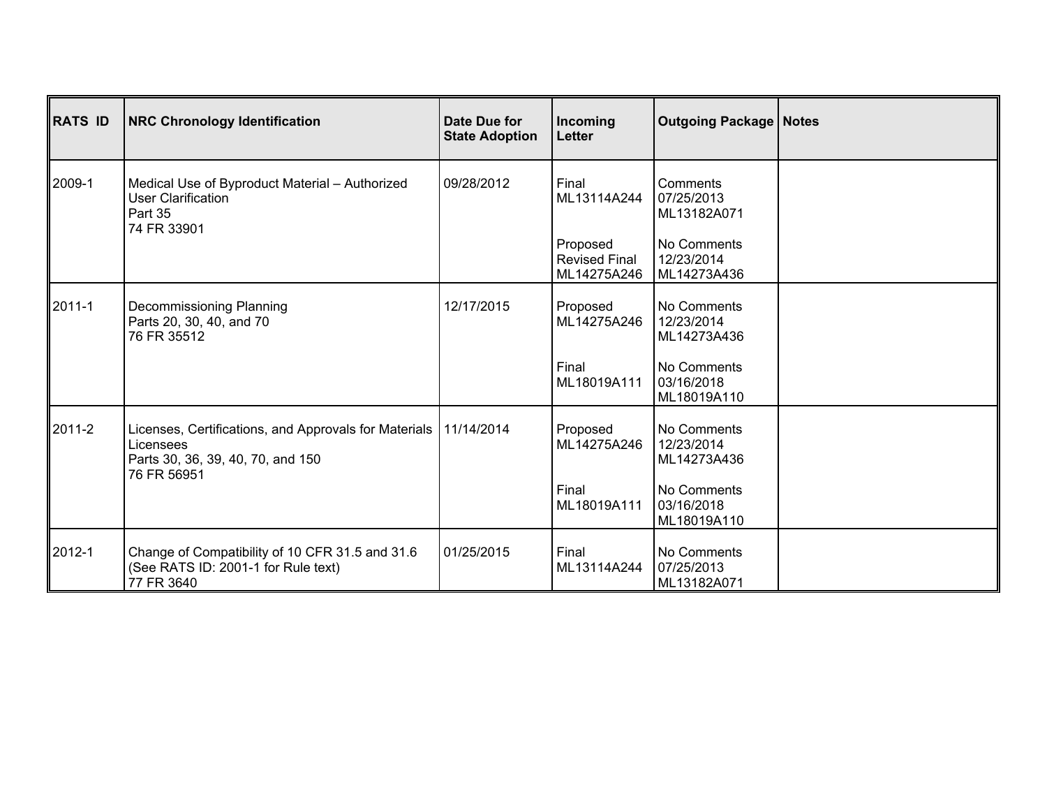| RATS ID | NRC Chronology Identification | Date Due for State Adoption | Incoming Letter | Outgoing Package | Notes |
|---|---|---|---|---|---|
| 2009-1 | Medical Use of Byproduct Material – Authorized User Clarification<br>Part 35<br>74 FR 33901 | 09/28/2012 | Final<br>ML13114A244<br><br>Proposed<br>Revised Final<br>ML14275A246 | Comments<br>07/25/2013<br>ML13182A071<br><br>No Comments<br>12/23/2014<br>ML14273A436 | |
| 2011-1 | Decommissioning Planning<br>Parts 20, 30, 40, and 70<br>76 FR 35512 | 12/17/2015 | Proposed<br>ML14275A246<br><br>Final<br>ML18019A111 | No Comments<br>12/23/2014<br>ML14273A436<br><br>No Comments<br>03/16/2018<br>ML18019A110 | |
| 2011-2 | Licenses, Certifications, and Approvals for Materials Licensees<br>Parts 30, 36, 39, 40, 70, and 150<br>76 FR 56951 | 11/14/2014 | Proposed<br>ML14275A246<br><br>Final<br>ML18019A111 | No Comments<br>12/23/2014<br>ML14273A436<br><br>No Comments<br>03/16/2018<br>ML18019A110 | |
| 2012-1 | Change of Compatibility of 10 CFR 31.5 and 31.6<br>(See RATS ID: 2001-1 for Rule text)<br>77 FR 3640 | 01/25/2015 | Final<br>ML13114A244 | No Comments<br>07/25/2013<br>ML13182A071 | |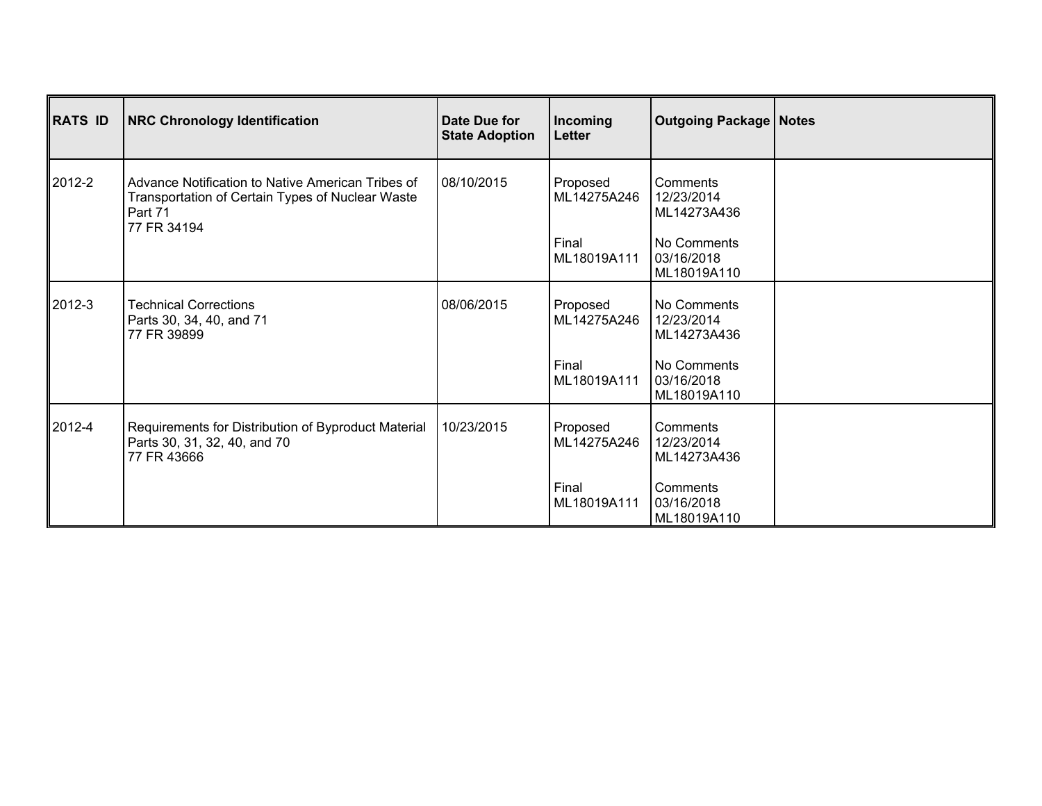| RATS ID | NRC Chronology Identification | Date Due for State Adoption | Incoming Letter | Outgoing Package | Notes |
|---|---|---|---|---|---|
| 2012-2 | Advance Notification to Native American Tribes of Transportation of Certain Types of Nuclear Waste<br>Part 71<br>77 FR 34194 | 08/10/2015 | Proposed<br>ML14275A246<br><br>Final<br>ML18019A111 | Comments<br>12/23/2014<br>ML14273A436<br><br>No Comments<br>03/16/2018<br>ML18019A110 | |
| 2012-3 | Technical Corrections<br>Parts 30, 34, 40, and 71<br>77 FR 39899 | 08/06/2015 | Proposed<br>ML14275A246<br><br>Final<br>ML18019A111 | No Comments<br>12/23/2014<br>ML14273A436<br><br>No Comments<br>03/16/2018<br>ML18019A110 | |
| 2012-4 | Requirements for Distribution of Byproduct Material<br>Parts 30, 31, 32, 40, and 70<br>77 FR 43666 | 10/23/2015 | Proposed<br>ML14275A246<br><br>Final<br>ML18019A111 | Comments<br>12/23/2014<br>ML14273A436<br><br>Comments<br>03/16/2018<br>ML18019A110 | |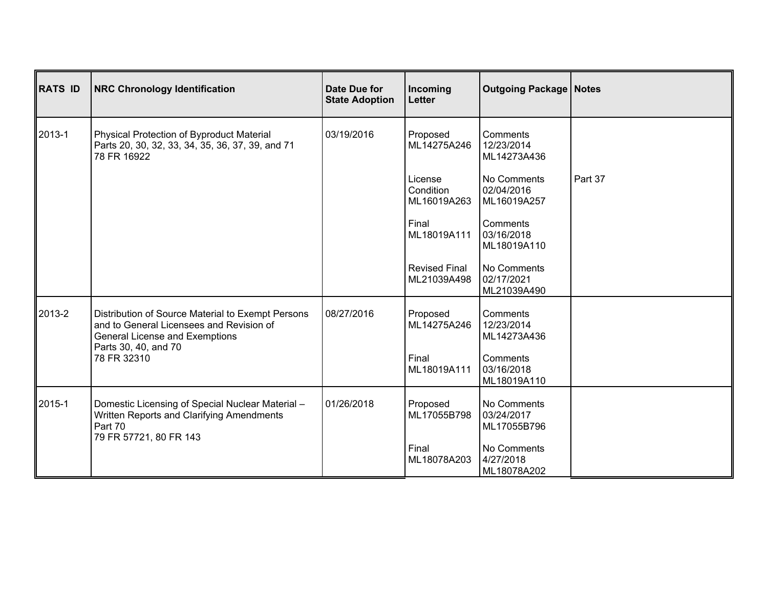| RATS ID | NRC Chronology Identification | Date Due for State Adoption | Incoming Letter | Outgoing Package | Notes |
|---|---|---|---|---|---|
| 2013-1 | Physical Protection of Byproduct Material<br>Parts 20, 30, 32, 33, 34, 35, 36, 37, 39, and 71<br>78 FR 16922 | 03/19/2016 | Proposed<br>ML14275A246 | Comments<br>12/23/2014<br>ML14273A436 | |
| | | | License Condition<br>ML16019A263 | No Comments<br>02/04/2016<br>ML16019A257 | Part 37 |
| | | | Final<br>ML18019A111 | Comments<br>03/16/2018<br>ML18019A110 | |
| | | | Revised Final<br>ML21039A498 | No Comments<br>02/17/2021<br>ML21039A490 | |
| 2013-2 | Distribution of Source Material to Exempt Persons and to General Licensees and Revision of General License and Exemptions<br>Parts 30, 40, and 70<br>78 FR 32310 | 08/27/2016 | Proposed<br>ML14275A246 | Comments<br>12/23/2014<br>ML14273A436 | |
| | | | Final<br>ML18019A111 | Comments<br>03/16/2018<br>ML18019A110 | |
| 2015-1 | Domestic Licensing of Special Nuclear Material – Written Reports and Clarifying Amendments<br>Part 70<br>79 FR 57721, 80 FR 143 | 01/26/2018 | Proposed<br>ML17055B798 | No Comments<br>03/24/2017<br>ML17055B796 | |
| | | | Final<br>ML18078A203 | No Comments<br>4/27/2018<br>ML18078A202 | |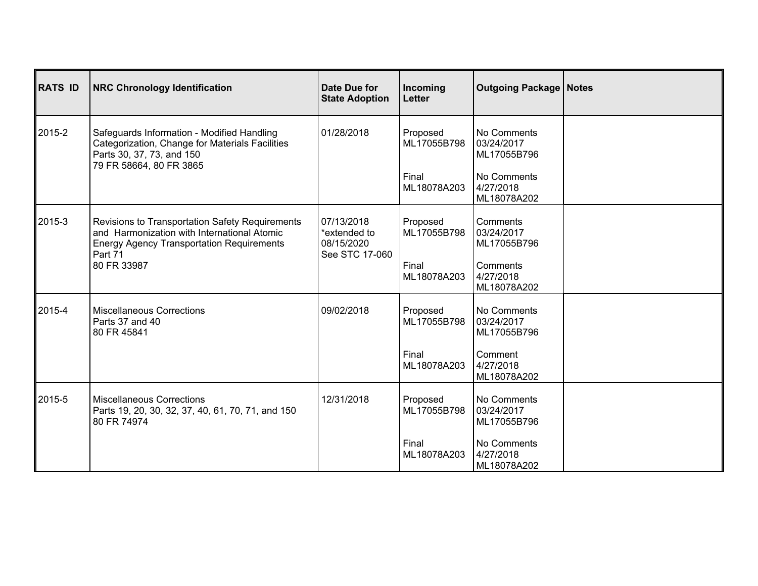| RATS ID | NRC Chronology Identification | Date Due for State Adoption | Incoming Letter | Outgoing Package | Notes |
|---|---|---|---|---|---|
| 2015-2 | Safeguards Information - Modified Handling Categorization, Change for Materials Facilities<br>Parts 30, 37, 73, and 150<br>79 FR 58664, 80 FR 3865 | 01/28/2018 | Proposed<br>ML17055B798<br><br>Final<br>ML18078A203 | No Comments<br>03/24/2017<br>ML17055B796<br><br>No Comments<br>4/27/2018<br>ML18078A202 | |
| 2015-3 | Revisions to Transportation Safety Requirements and Harmonization with International Atomic Energy Agency Transportation Requirements<br>Part 71<br>80 FR 33987 | 07/13/2018<br>*extended to 08/15/2020<br>See STC 17-060 | Proposed<br>ML17055B798<br><br>Final<br>ML18078A203 | Comments<br>03/24/2017<br>ML17055B796<br><br>Comments<br>4/27/2018<br>ML18078A202 | |
| 2015-4 | Miscellaneous Corrections<br>Parts 37 and 40<br>80 FR 45841 | 09/02/2018 | Proposed<br>ML17055B798<br><br>Final<br>ML18078A203 | No Comments<br>03/24/2017<br>ML17055B796<br><br>Comment<br>4/27/2018<br>ML18078A202 | |
| 2015-5 | Miscellaneous Corrections<br>Parts 19, 20, 30, 32, 37, 40, 61, 70, 71, and 150<br>80 FR 74974 | 12/31/2018 | Proposed<br>ML17055B798<br><br>Final<br>ML18078A203 | No Comments<br>03/24/2017<br>ML17055B796<br><br>No Comments<br>4/27/2018<br>ML18078A202 | |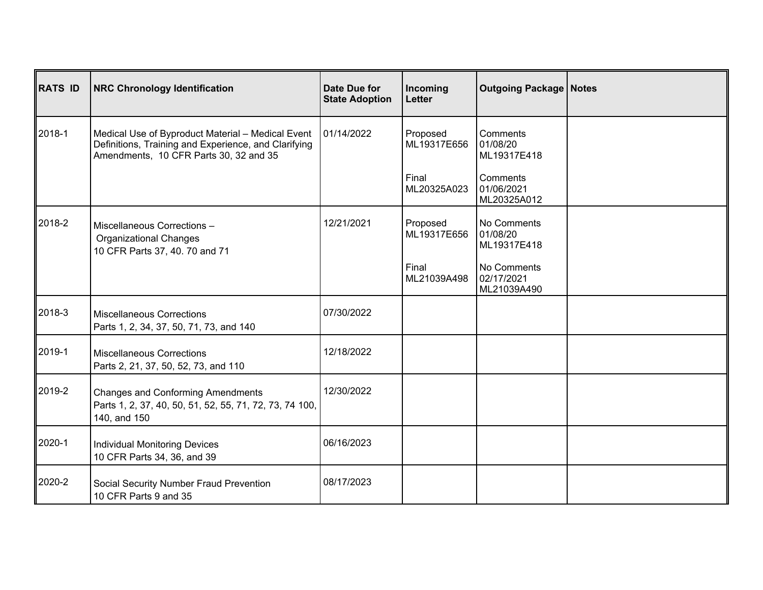| RATS ID | NRC Chronology Identification | Date Due for State Adoption | Incoming Letter | Outgoing Package | Notes |
|---|---|---|---|---|---|
| 2018-1 | Medical Use of Byproduct Material – Medical Event Definitions, Training and Experience, and Clarifying Amendments, 10 CFR Parts 30, 32 and 35 | 01/14/2022 | Proposed ML19317E656<br><br>Final ML20325A023 | Comments 01/08/20 ML19317E418<br><br>Comments 01/06/2021 ML20325A012 | |
| 2018-2 | Miscellaneous Corrections – Organizational Changes 10 CFR Parts 37, 40. 70 and 71 | 12/21/2021 | Proposed ML19317E656<br><br>Final ML21039A498 | No Comments 01/08/20 ML19317E418<br><br>No Comments 02/17/2021 ML21039A490 | |
| 2018-3 | Miscellaneous Corrections Parts 1, 2, 34, 37, 50, 71, 73, and 140 | 07/30/2022 | | | |
| 2019-1 | Miscellaneous Corrections Parts 2, 21, 37, 50, 52, 73, and 110 | 12/18/2022 | | | |
| 2019-2 | Changes and Conforming Amendments Parts 1, 2, 37, 40, 50, 51, 52, 55, 71, 72, 73, 74 100, 140, and 150 | 12/30/2022 | | | |
| 2020-1 | Individual Monitoring Devices 10 CFR Parts 34, 36, and 39 | 06/16/2023 | | | |
| 2020-2 | Social Security Number Fraud Prevention 10 CFR Parts 9 and 35 | 08/17/2023 | | | |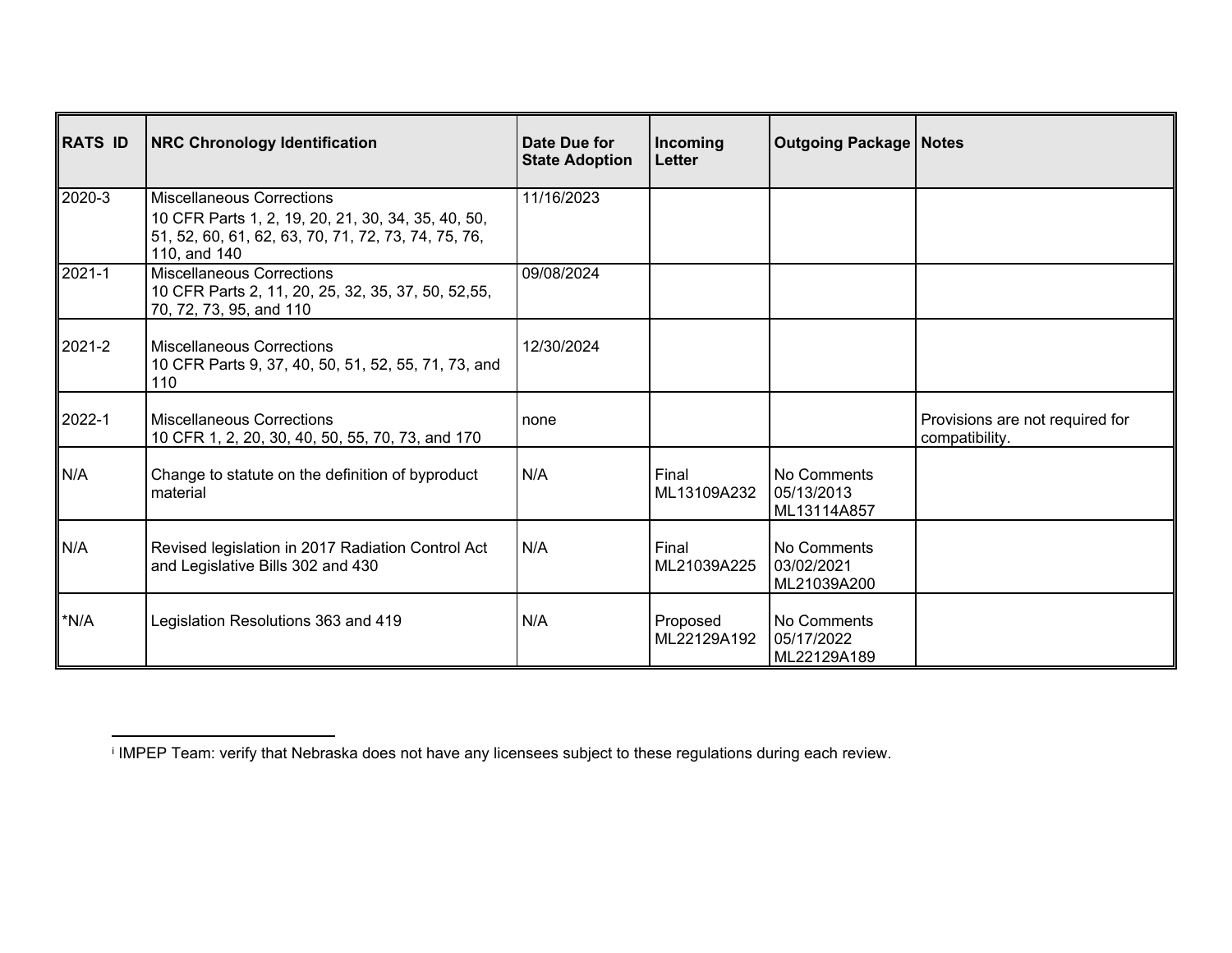| RATS ID | NRC Chronology Identification | Date Due for State Adoption | Incoming Letter | Outgoing Package | Notes |
|---|---|---|---|---|---|
| 2020-3 | Miscellaneous Corrections<br>10 CFR Parts 1, 2, 19, 20, 21, 30, 34, 35, 40, 50, 51, 52, 60, 61, 62, 63, 70, 71, 72, 73, 74, 75, 76, 110, and 140 | 11/16/2023 | | | |
| 2021-1 | Miscellaneous Corrections<br>10 CFR Parts 2, 11, 20, 25, 32, 35, 37, 50, 52,55, 70, 72, 73, 95, and 110 | 09/08/2024 | | | |
| 2021-2 | Miscellaneous Corrections<br>10 CFR Parts 9, 37, 40, 50, 51, 52, 55, 71, 73, and 110 | 12/30/2024 | | | |
| 2022-1 | Miscellaneous Corrections<br>10 CFR 1, 2, 20, 30, 40, 50, 55, 70, 73, and 170 | none | | | Provisions are not required for compatibility. |
| N/A | Change to statute on the definition of byproduct material | N/A | Final<br>ML13109A232 | No Comments<br>05/13/2013<br>ML13114A857 | |
| N/A | Revised legislation in 2017 Radiation Control Act and Legislative Bills 302 and 430 | N/A | Final<br>ML21039A225 | No Comments<br>03/02/2021<br>ML21039A200 | |
| *N/A | Legislation Resolutions 363 and 419 | N/A | Proposed<br>ML22129A192 | No Comments<br>05/17/2022<br>ML22129A189 | |

---

[i] IMPEP Team: verify that Nebraska does not have any licensees subject to these regulations during each review.